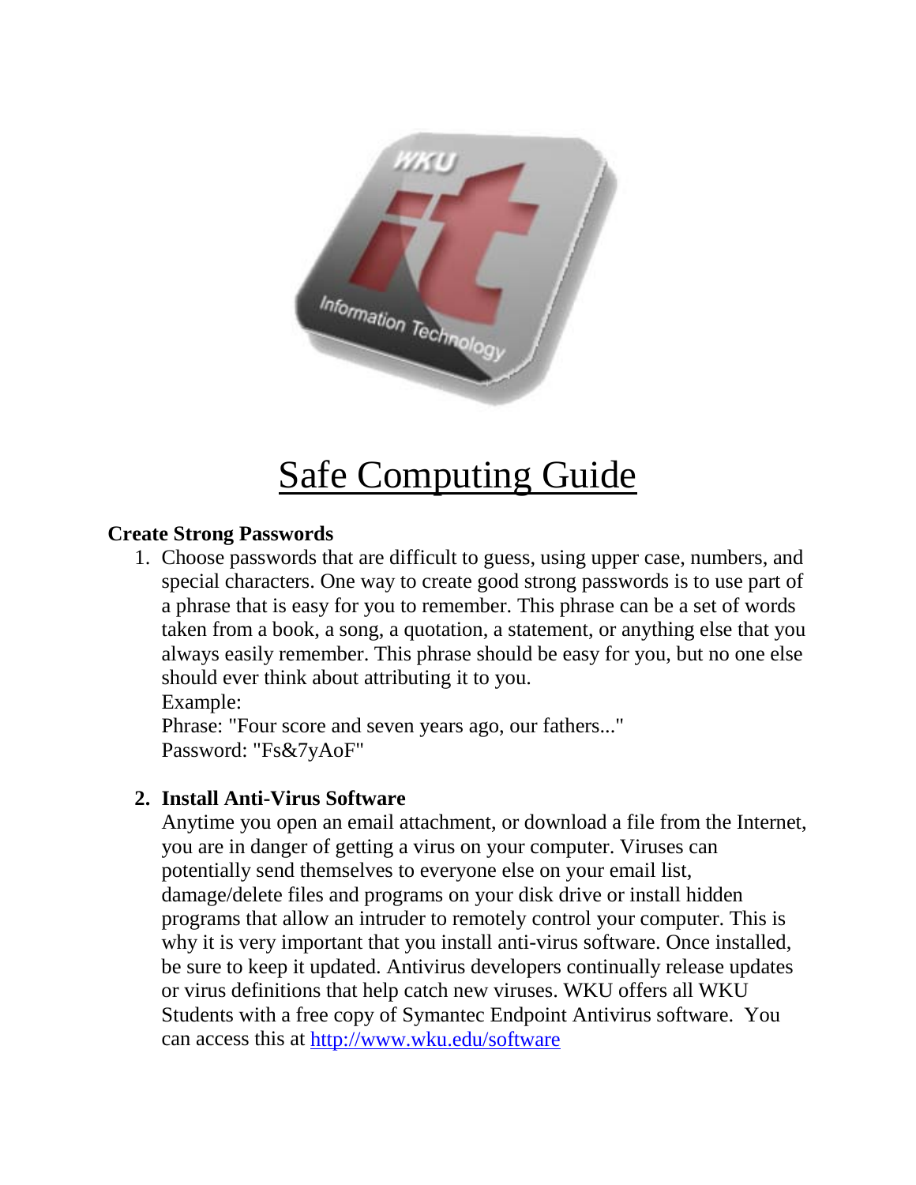# Safe Computing Guide

**Create Strong Passwords**

1. Choose passwords that are difficult to guess, using upper case, numbers, and special characters. One way to create good strong passwords is to use part of a phrase that is easy for you to remember. This phrase can be a set of words taken from a book, a song, a quotation, a statement, or anything else that you always easily remember. This phrase should be easy for you, but no one else should ever think about attributing it to you.
   Example:
   Phrase: "Four score and seven years ago, our fathers..."
   Password: "Fs&7yAoF"

2. **Install Anti-Virus Software**
   Anytime you open an email attachment, or download a file from the Internet, you are in danger of getting a virus on your computer. Viruses can potentially send themselves to everyone else on your email list, damage/delete files and programs on your disk drive or install hidden programs that allow an intruder to remotely control your computer. This is why it is very important that you install anti-virus software. Once installed, be sure to keep it updated. Antivirus developers continually release updates or virus definitions that help catch new viruses. WKU offers all WKU Students with a free copy of Symantec Endpoint Antivirus software. You can access this at http://www.wku.edu/software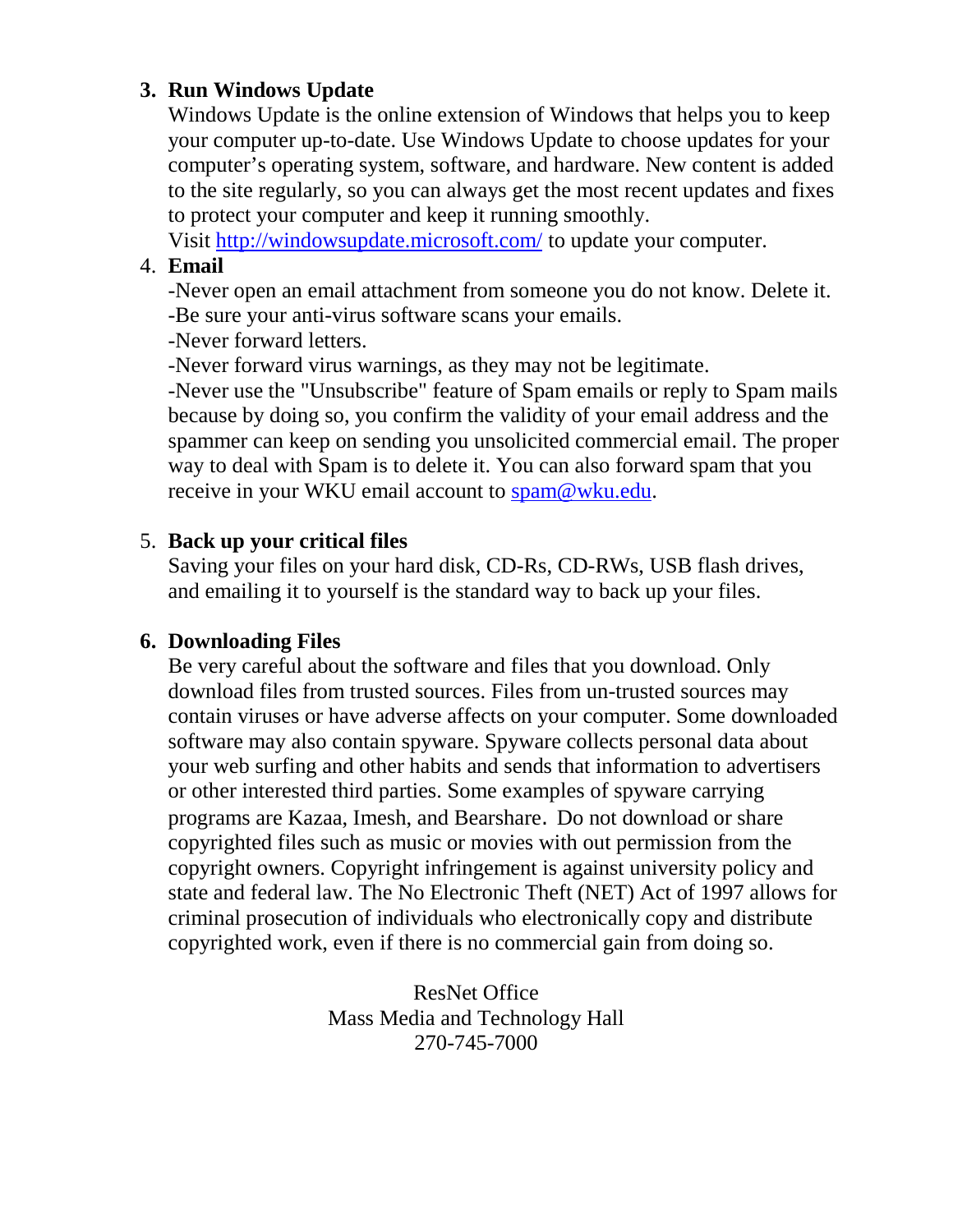3. **Run Windows Update**
   Windows Update is the online extension of Windows that helps you to keep your computer up-to-date. Use Windows Update to choose updates for your computer's operating system, software, and hardware. New content is added to the site regularly, so you can always get the most recent updates and fixes to protect your computer and keep it running smoothly.
   Visit http://windowsupdate.microsoft.com/ to update your computer.

4. **Email**
   -Never open an email attachment from someone you do not know. Delete it.
   -Be sure your anti-virus software scans your emails.
   -Never forward letters.
   -Never forward virus warnings, as they may not be legitimate.
   -Never use the "Unsubscribe" feature of Spam emails or reply to Spam mails because by doing so, you confirm the validity of your email address and the spammer can keep on sending you unsolicited commercial email. The proper way to deal with Spam is to delete it. You can also forward spam that you receive in your WKU email account to spam@wku.edu.

5. **Back up your critical files**
   Saving your files on your hard disk, CD-Rs, CD-RWs, USB flash drives, and emailing it to yourself is the standard way to back up your files.

6. **Downloading Files**
   Be very careful about the software and files that you download. Only download files from trusted sources. Files from un-trusted sources may contain viruses or have adverse affects on your computer. Some downloaded software may also contain spyware. Spyware collects personal data about your web surfing and other habits and sends that information to advertisers or other interested third parties. Some examples of spyware carrying programs are Kazaa, Imesh, and Bearshare. Do not download or share copyrighted files such as music or movies with out permission from the copyright owners. Copyright infringement is against university policy and state and federal law. The No Electronic Theft (NET) Act of 1997 allows for criminal prosecution of individuals who electronically copy and distribute copyrighted work, even if there is no commercial gain from doing so.

ResNet Office
Mass Media and Technology Hall
270-745-7000